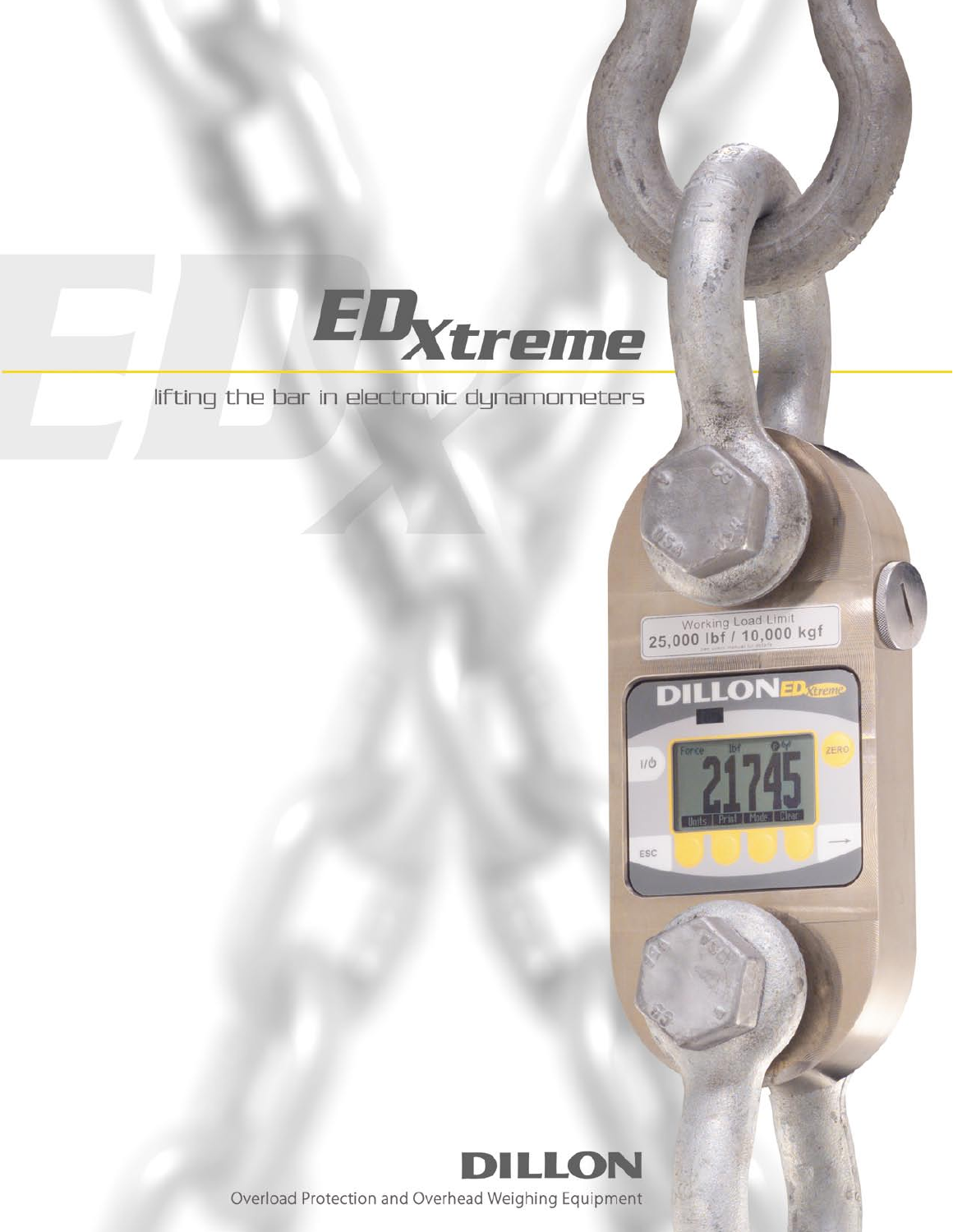# EDXtreme

lifting the bar in electronic dynamometers

DILLON

Overload Protection and Overhead Weighing Equipment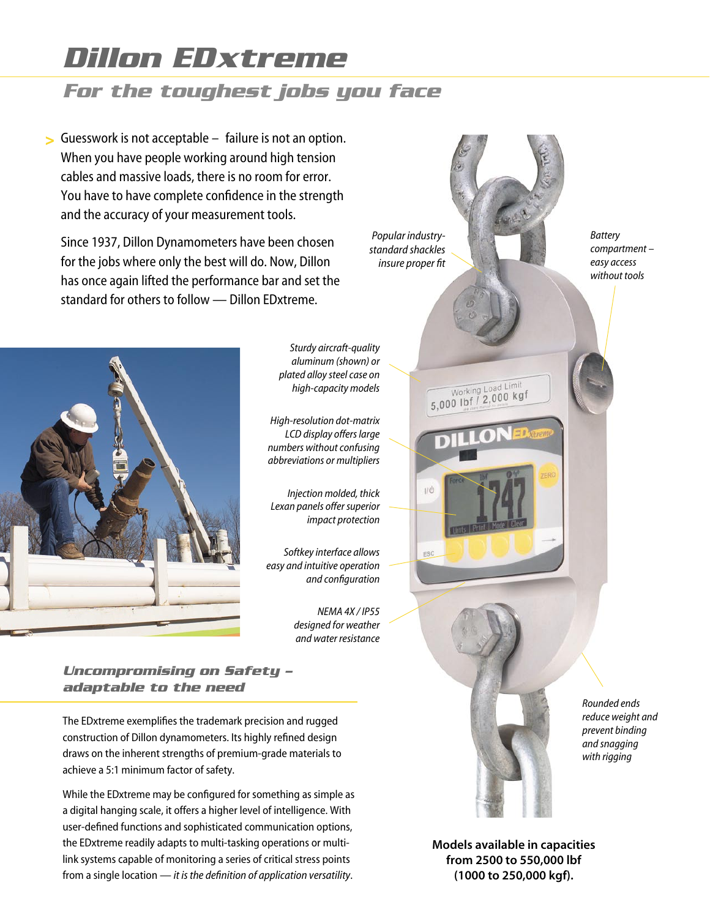# Dillon EDxtreme

## For the toughest jobs you face

> Guesswork is not acceptable – failure is not an option. When you have people working around high tension cables and massive loads, there is no room for error. You have to have complete confidence in the strength and the accuracy of your measurement tools.

Since 1937, Dillon Dynamometers have been chosen for the jobs where only the best will do. Now, Dillon has once again lifted the performance bar and set the standard for others to follow — Dillon EDxtreme.

*Popular industry-standard shackles insure proper fit*

*Battery compartment – easy access without tools*

*Sturdy aircraft-quality aluminum (shown) or plated alloy steel case on high-capacity models*

*High-resolution dot-matrix LCD display offers large numbers without confusing abbreviations or multipliers*

*Injection molded, thick Lexan panels offer superior impact protection*

*Softkey interface allows easy and intuitive operation and configuration*

*NEMA 4X / IP55 designed for weather and water resistance*

*Rounded ends reduce weight and prevent binding and snagging with rigging*

**Models available in capacities from 2500 to 550,000 lbf (1000 to 250,000 kgf).**

### Uncompromising on Safety – adaptable to the need

The EDxtreme exemplifies the trademark precision and rugged construction of Dillon dynamometers. Its highly refined design draws on the inherent strengths of premium-grade materials to achieve a 5:1 minimum factor of safety.

While the EDxtreme may be configured for something as simple as a digital hanging scale, it offers a higher level of intelligence. With user-defined functions and sophisticated communication options, the EDxtreme readily adapts to multi-tasking operations or multi-link systems capable of monitoring a series of critical stress points from a single location — *it is the definition of application versatility*.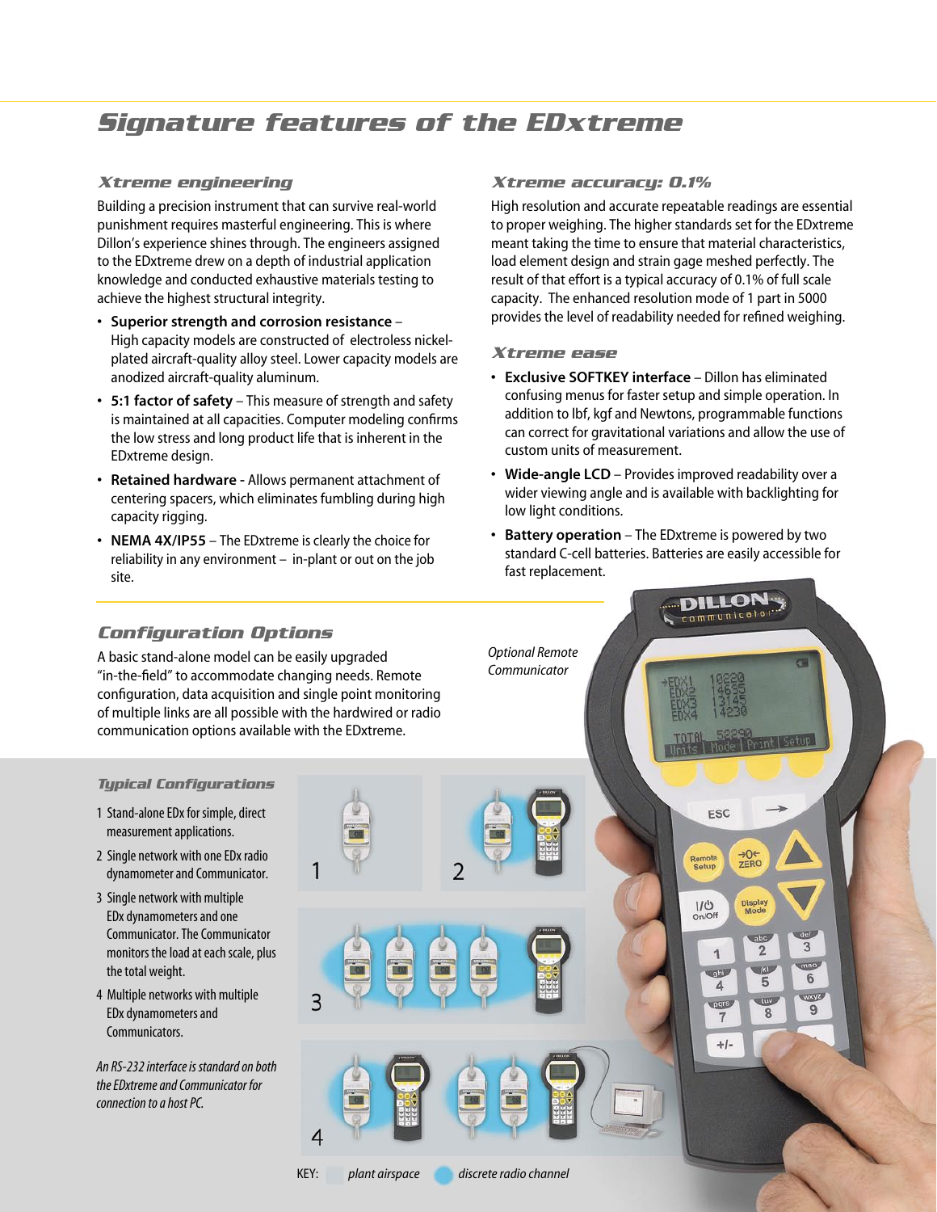# Signature features of the EDxtreme

## Xtreme engineering

Building a precision instrument that can survive real-world punishment requires masterful engineering. This is where Dillon's experience shines through. The engineers assigned to the EDxtreme drew on a depth of industrial application knowledge and conducted exhaustive materials testing to achieve the highest structural integrity.

- **Superior strength and corrosion resistance** – High capacity models are constructed of electroless nickel-plated aircraft-quality alloy steel. Lower capacity models are anodized aircraft-quality aluminum.
- **5:1 factor of safety** – This measure of strength and safety is maintained at all capacities. Computer modeling confirms the low stress and long product life that is inherent in the EDxtreme design.
- **Retained hardware -** Allows permanent attachment of centering spacers, which eliminates fumbling during high capacity rigging.
- **NEMA 4X/IP55** – The EDxtreme is clearly the choice for reliability in any environment – in-plant or out on the job site.

## Xtreme accuracy: 0.1%

High resolution and accurate repeatable readings are essential to proper weighing. The higher standards set for the EDxtreme meant taking the time to ensure that material characteristics, load element design and strain gage meshed perfectly. The result of that effort is a typical accuracy of 0.1% of full scale capacity. The enhanced resolution mode of 1 part in 5000 provides the level of readability needed for refined weighing.

## Xtreme ease

- **Exclusive SOFTKEY interface** – Dillon has eliminated confusing menus for faster setup and simple operation. In addition to lbf, kgf and Newtons, programmable functions can correct for gravitational variations and allow the use of custom units of measurement.
- **Wide-angle LCD** – Provides improved readability over a wider viewing angle and is available with backlighting for low light conditions.
- **Battery operation** – The EDxtreme is powered by two standard C-cell batteries. Batteries are easily accessible for fast replacement.

## Configuration Options

A basic stand-alone model can be easily upgraded "in-the-field" to accommodate changing needs. Remote configuration, data acquisition and single point monitoring of multiple links are all possible with the hardwired or radio communication options available with the EDxtreme.

*Optional Remote Communicator*

### Typical Configurations

1. Stand-alone EDx for simple, direct measurement applications.
2. Single network with one EDx radio dynamometer and Communicator.
3. Single network with multiple EDx dynamometers and one Communicator. The Communicator monitors the load at each scale, plus the total weight.
4. Multiple networks with multiple EDx dynamometers and Communicators.

*An RS-232 interface is standard on both the EDxtreme and Communicator for connection to a host PC.*

KEY: *plant airspace* *discrete radio channel*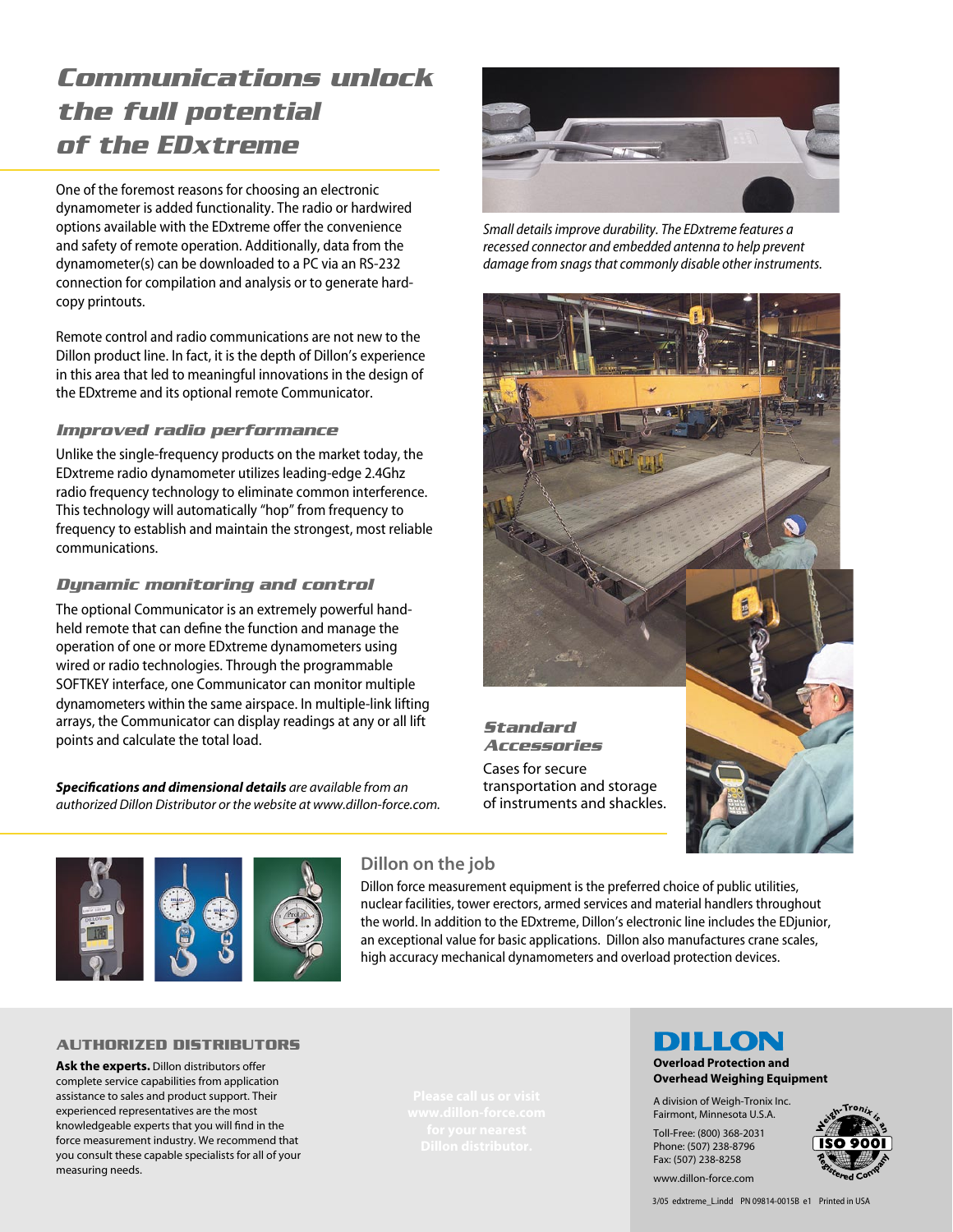# Communications unlock the full potential of the EDxtreme

One of the foremost reasons for choosing an electronic dynamometer is added functionality. The radio or hardwired options available with the EDxtreme offer the convenience and safety of remote operation. Additionally, data from the dynamometer(s) can be downloaded to a PC via an RS-232 connection for compilation and analysis or to generate hard-copy printouts.

Remote control and radio communications are not new to the Dillon product line. In fact, it is the depth of Dillon's experience in this area that led to meaningful innovations in the design of the EDxtreme and its optional remote Communicator.

### Improved radio performance

Unlike the single-frequency products on the market today, the EDxtreme radio dynamometer utilizes leading-edge 2.4Ghz radio frequency technology to eliminate common interference. This technology will automatically "hop" from frequency to frequency to establish and maintain the strongest, most reliable communications.

### Dynamic monitoring and control

The optional Communicator is an extremely powerful hand-held remote that can define the function and manage the operation of one or more EDxtreme dynamometers using wired or radio technologies. Through the programmable SOFTKEY interface, one Communicator can monitor multiple dynamometers within the same airspace. In multiple-link lifting arrays, the Communicator can display readings at any or all lift points and calculate the total load.

***Specifications and dimensional details*** *are available from an authorized Dillon Distributor or the website at www.dillon-force.com.*

*Small details improve durability. The EDxtreme features a recessed connector and embedded antenna to help prevent damage from snags that commonly disable other instruments.*

### Standard Accessories

Cases for secure transportation and storage of instruments and shackles.

## Dillon on the job

Dillon force measurement equipment is the preferred choice of public utilities, nuclear facilities, tower erectors, armed services and material handlers throughout the world. In addition to the EDxtreme, Dillon's electronic line includes the EDjunior, an exceptional value for basic applications. Dillon also manufactures crane scales, high accuracy mechanical dynamometers and overload protection devices.

## AUTHORIZED DISTRIBUTORS

**Ask the experts.** Dillon distributors offer complete service capabilities from application assistance to sales and product support. Their experienced representatives are the most knowledgeable experts that you will find in the force measurement industry. We recommend that you consult these capable specialists for all of your measuring needs.

Please call us or visit www.dillon-force.com for your nearest Dillon distributor.

**DILLON**
**Overload Protection and Overhead Weighing Equipment**

A division of Weigh-Tronix Inc.
Fairmont, Minnesota U.S.A.

Toll-Free: (800) 368-2031
Phone: (507) 238-8796
Fax: (507) 238-8258

www.dillon-force.com

Weigh-Tronix is an ISO 9001 Registered Company

3/05 edxtreme_I.indd PN 09814-0015B e1 Printed in USA